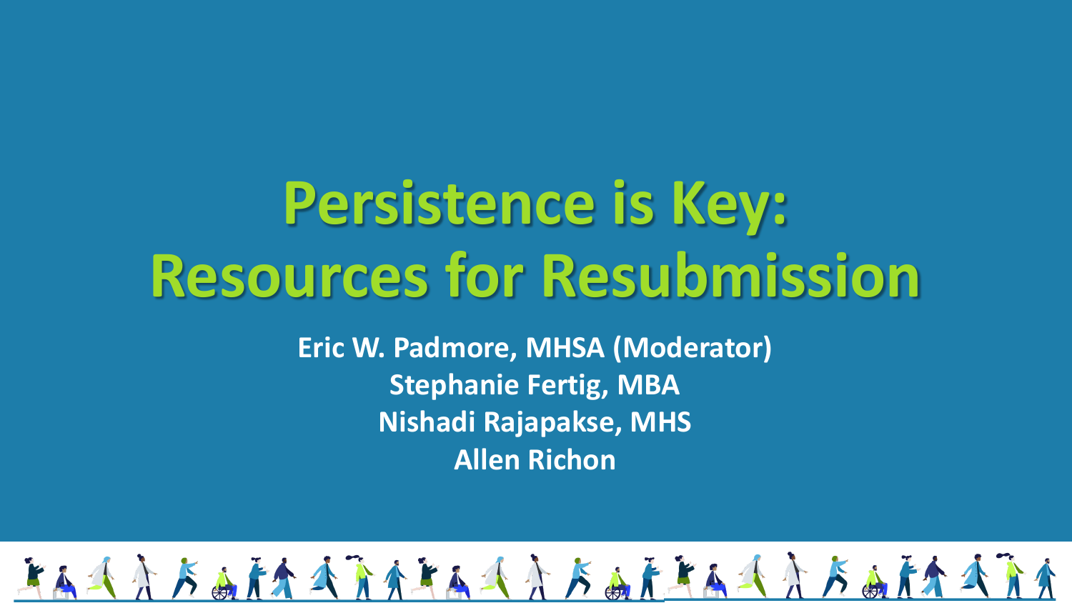# Persistence is Key: Resources for Resubmission

**Eric W. Padmore, MHSA (Moderator)**
**Stephanie Fertig, MBA**
**Nishadi Rajapakse, MHS**
**Allen Richon**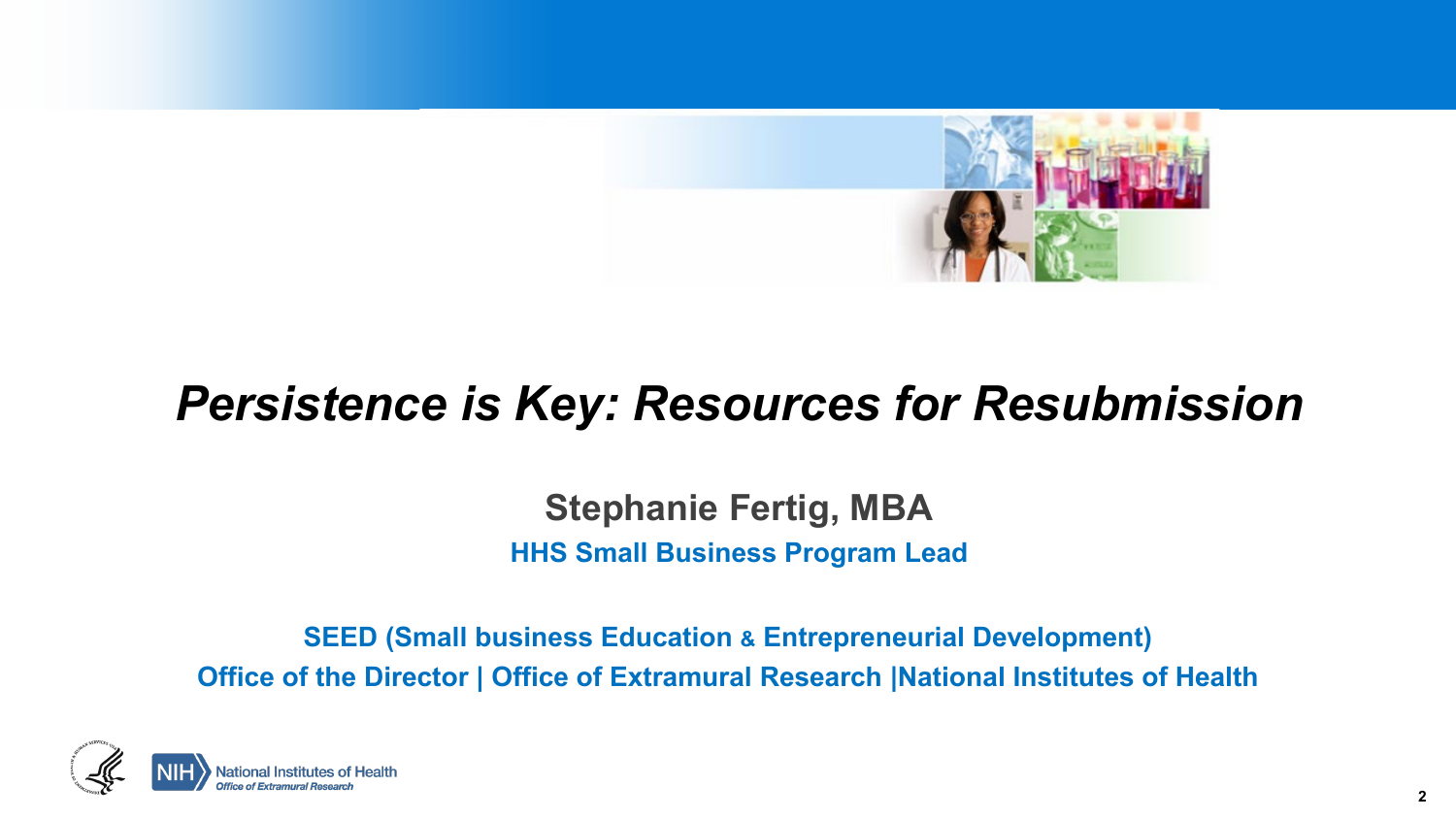# *Persistence is Key: Resources for Resubmission*

**Stephanie Fertig, MBA**

**HHS Small Business Program Lead**

**SEED (Small business Education & Entrepreneurial Development)**

**Office of the Director | Office of Extramural Research |National Institutes of Health**

National Institutes of Health
*Office of Extramural Research*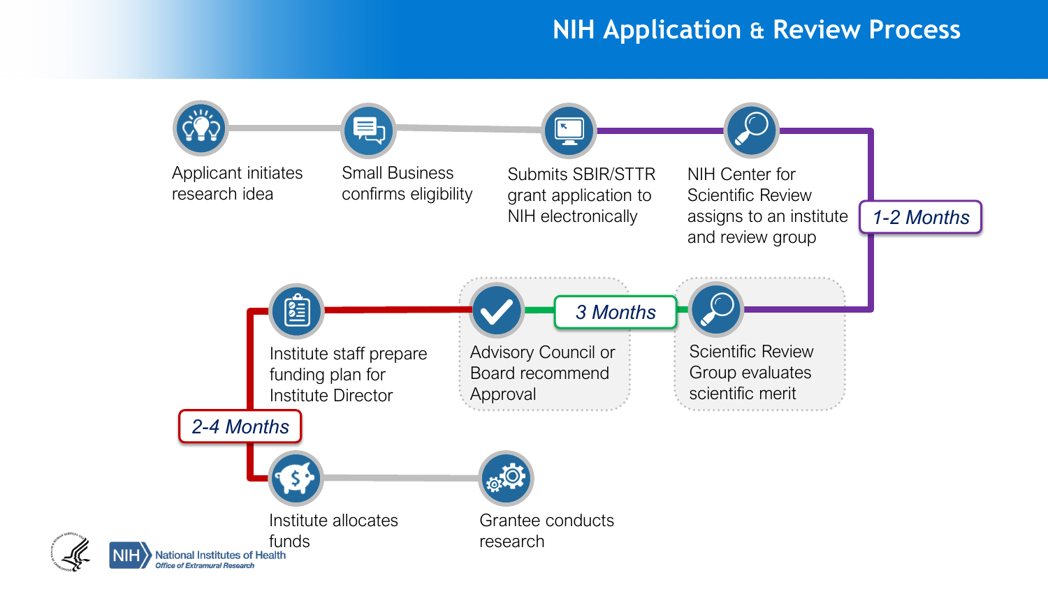# NIH Application & Review Process

1. Applicant initiates research idea
2. Small Business confirms eligibility
3. Submits SBIR/STTR grant application to NIH electronically
4. NIH Center for Scientific Review assigns to an institute and review group

*1-2 Months*

5. Scientific Review Group evaluates scientific merit

*3 Months*

6. Advisory Council or Board recommend Approval
7. Institute staff prepare funding plan for Institute Director

*2-4 Months*

8. Institute allocates funds
9. Grantee conducts research

NIH National Institutes of Health
*Office of Extramural Research*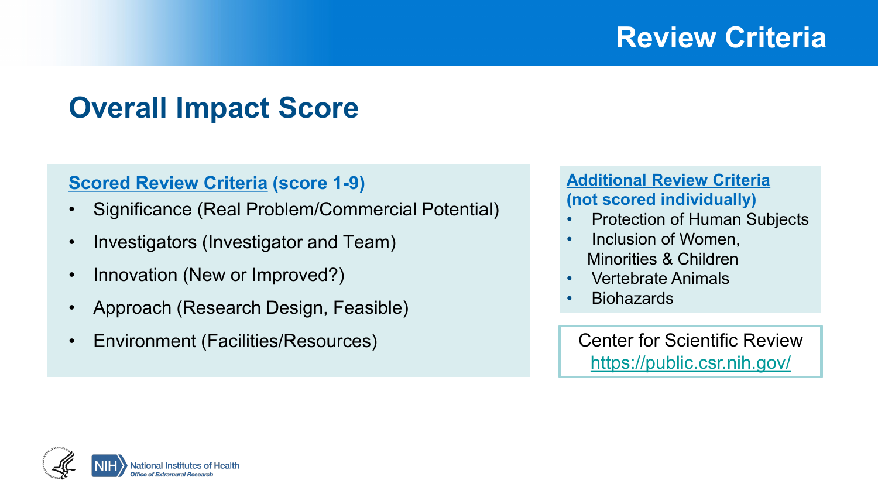# Review Criteria

## Overall Impact Score

**Scored Review Criteria (score 1-9)**

- Significance (Real Problem/Commercial Potential)
- Investigators (Investigator and Team)
- Innovation (New or Improved?)
- Approach (Research Design, Feasible)
- Environment (Facilities/Resources)

**Additional Review Criteria (not scored individually)**

- Protection of Human Subjects
- Inclusion of Women, Minorities & Children
- Vertebrate Animals
- Biohazards

Center for Scientific Review
https://public.csr.nih.gov/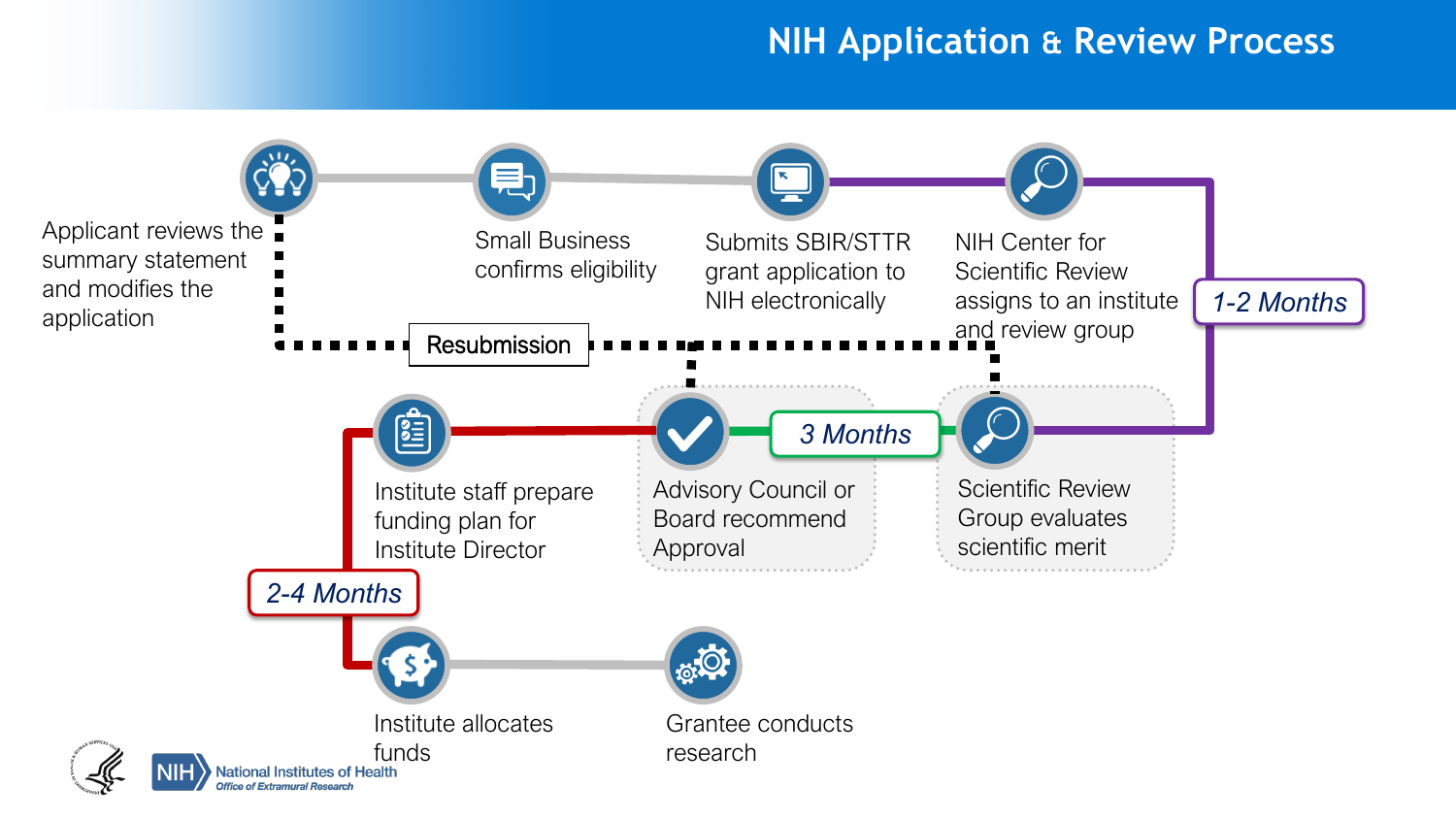# NIH Application & Review Process

Small Business confirms eligibility

Submits SBIR/STTR grant application to NIH electronically

NIH Center for Scientific Review assigns to an institute and review group

**1-2 Months**

Scientific Review Group evaluates scientific merit

**3 Months**

Advisory Council or Board recommend Approval

Institute staff prepare funding plan for Institute Director

**2-4 Months**

Institute allocates funds

Grantee conducts research

Resubmission

Applicant reviews the summary statement and modifies the application

NIH National Institutes of Health
Office of Extramural Research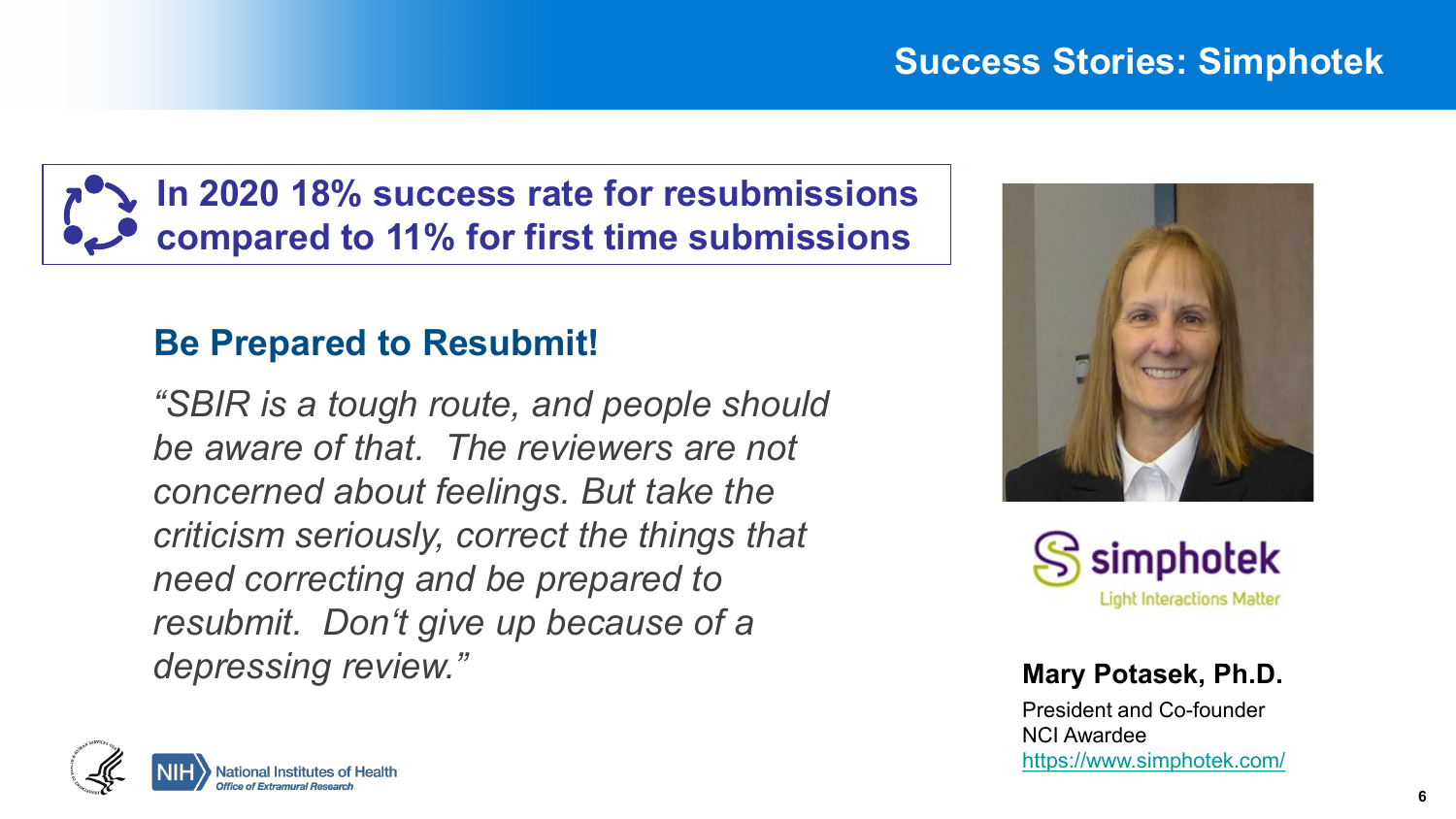# Success Stories: Simphotek

**In 2020 18% success rate for resubmissions compared to 11% for first time submissions**

## Be Prepared to Resubmit!

*"SBIR is a tough route, and people should be aware of that. The reviewers are not concerned about feelings. But take the criticism seriously, correct the things that need correcting and be prepared to resubmit. Don't give up because of a depressing review."*

simphotek
Light Interactions Matter

**Mary Potasek, Ph.D.**

President and Co-founder
NCI Awardee
https://www.simphotek.com/

National Institutes of Health
Office of Extramural Research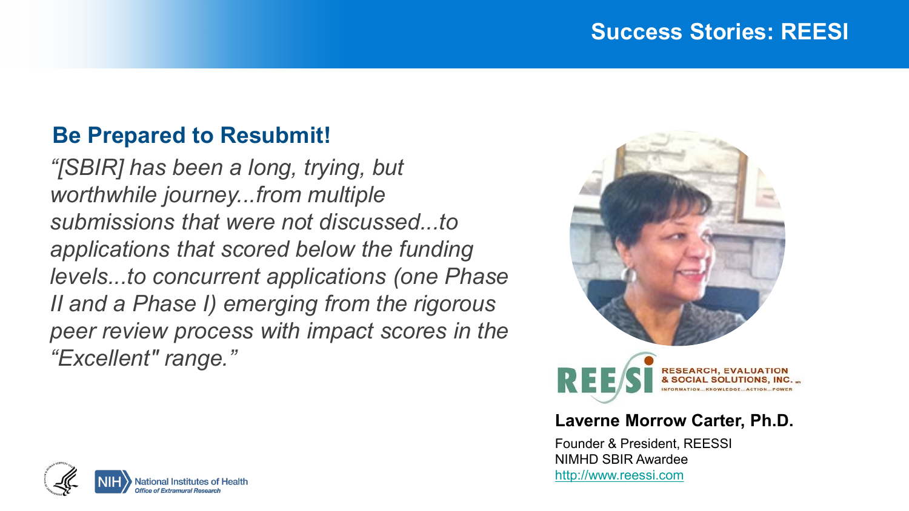# Success Stories: REESI

## Be Prepared to Resubmit!

*"[SBIR] has been a long, trying, but worthwhile journey...from multiple submissions that were not discussed...to applications that scored below the funding levels...to concurrent applications (one Phase II and a Phase I) emerging from the rigorous peer review process with impact scores in the "Excellent" range."*

REESI RESEARCH, EVALUATION & SOCIAL SOLUTIONS, INC.
INFORMATION...KNOWLEDGE...ACTION...POWER

**Laverne Morrow Carter, Ph.D.**

Founder & President, REESSI
NIMHD SBIR Awardee
http://www.reessi.com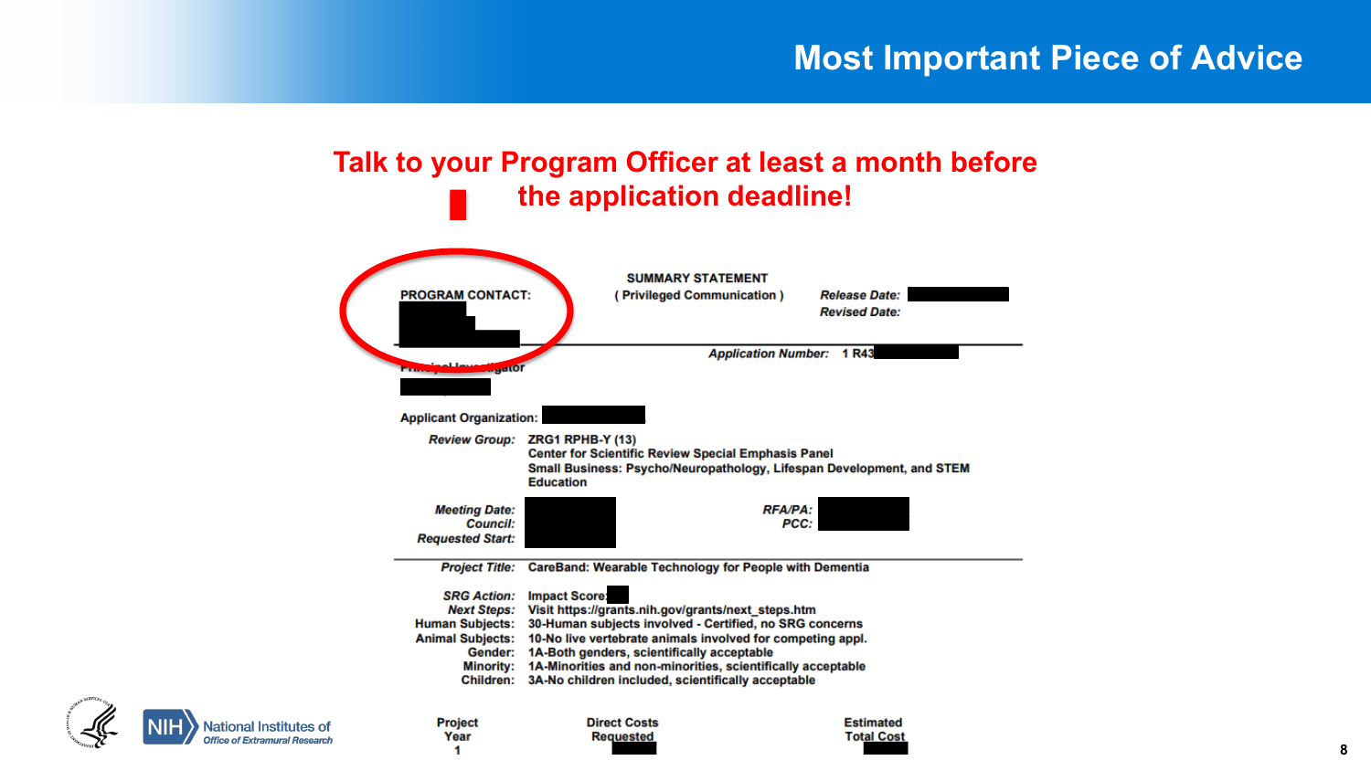# Most Important Piece of Advice

**Talk to your Program Officer at least a month before the application deadline!**

**PROGRAM CONTACT:**

**SUMMARY STATEMENT**
**( Privileged Communication )**

***Release Date:***
***Revised Date:***

***Application Number:*** **1 R43**

**Principal Investigator**

**Applicant Organization:**

| | |
|---|---|
| ***Review Group:*** | **ZRG1 RPHB-Y (13)** **Center for Scientific Review Special Emphasis Panel** **Small Business: Psycho/Neuropathology, Lifespan Development, and STEM Education** |
| ***Meeting Date:*** | |
| ***Council:*** | |
| ***Requested Start:*** | |
| ***RFA/PA:*** | |
| ***PCC:*** | |
| ***Project Title:*** | **CareBand: Wearable Technology for People with Dementia** |
| ***SRG Action:*** | **Impact Score:** |
| ***Next Steps:*** | **Visit https://grants.nih.gov/grants/next_steps.htm** |
| **Human Subjects:** | **30-Human subjects involved - Certified, no SRG concerns** |
| **Animal Subjects:** | **10-No live vertebrate animals involved for competing appl.** |
| **Gender:** | **1A-Both genders, scientifically acceptable** |
| **Minority:** | **1A-Minorities and non-minorities, scientifically acceptable** |
| **Children:** | **3A-No children included, scientifically acceptable** |

| Project Year | Direct Costs Requested | Estimated Total Cost |
|---|---|---|
| 1 | | |

National Institutes of Health
Office of Extramural Research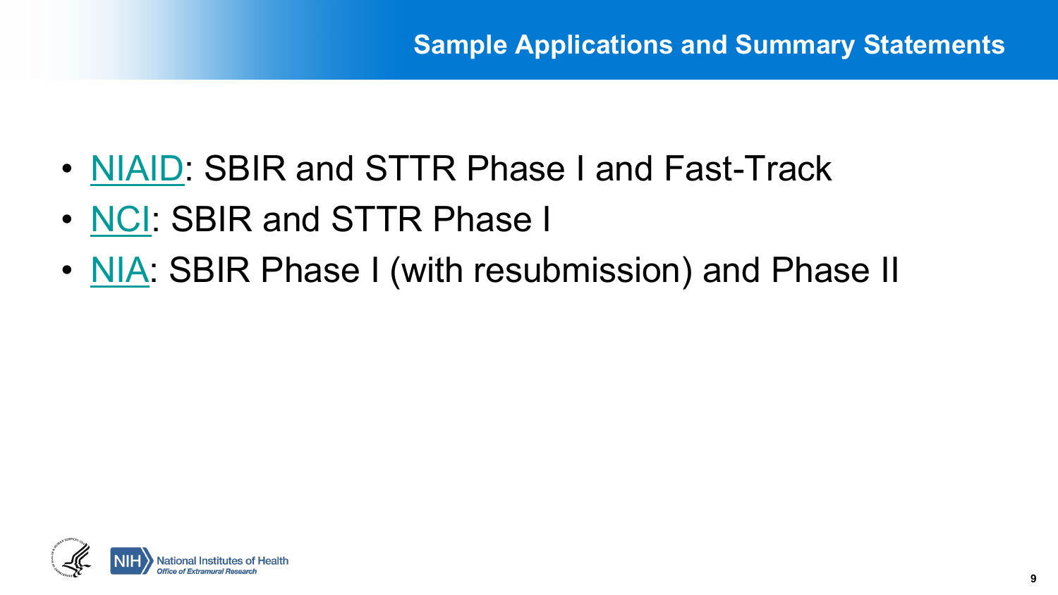# Sample Applications and Summary Statements

- NIAID: SBIR and STTR Phase I and Fast-Track
- NCI: SBIR and STTR Phase I
- NIA: SBIR Phase I (with resubmission) and Phase II